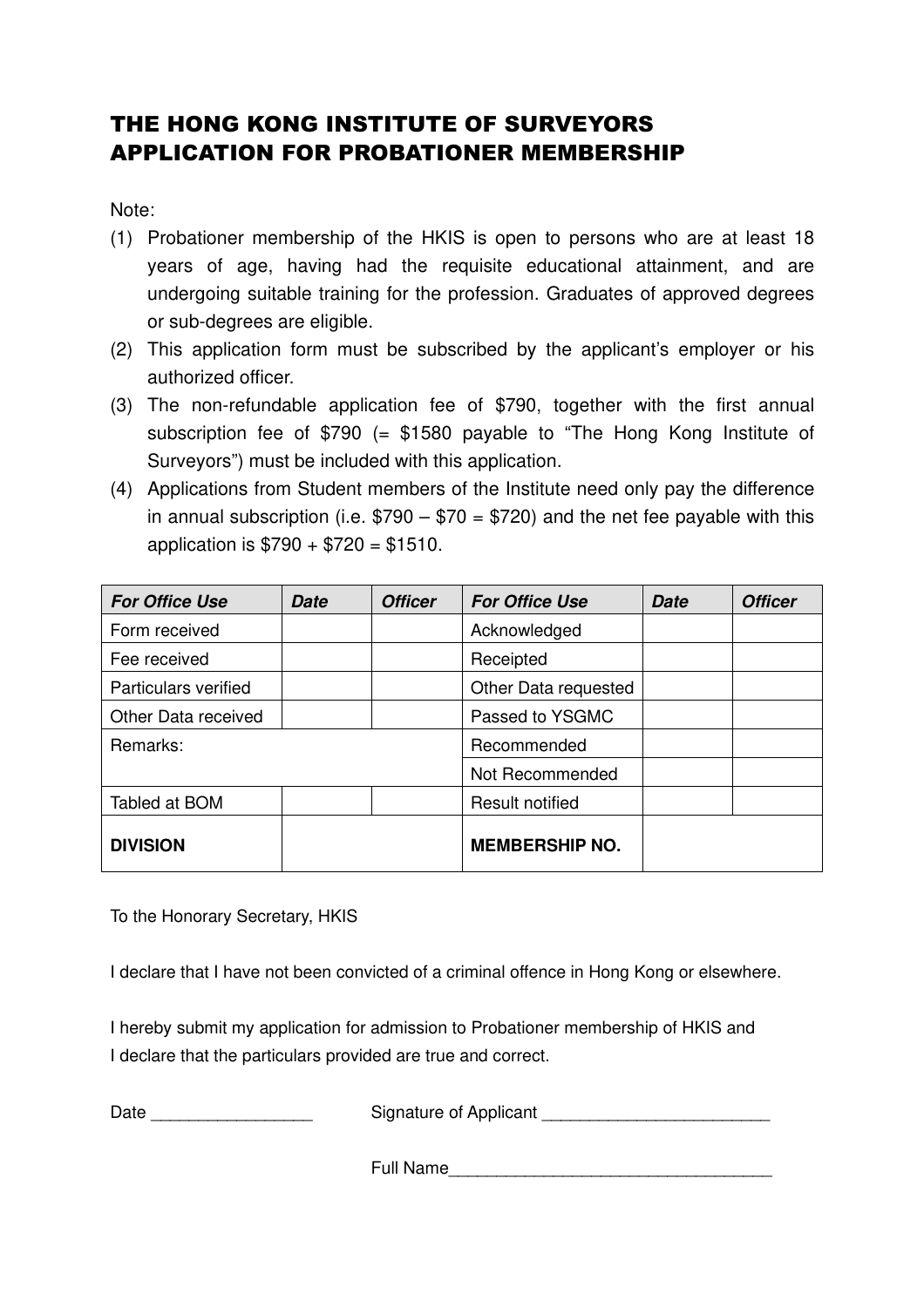# THE HONG KONG INSTITUTE OF SURVEYORS
# APPLICATION FOR PROBATIONER MEMBERSHIP

Note:

(1) Probationer membership of the HKIS is open to persons who are at least 18 years of age, having had the requisite educational attainment, and are undergoing suitable training for the profession. Graduates of approved degrees or sub-degrees are eligible.

(2) This application form must be subscribed by the applicant's employer or his authorized officer.

(3) The non-refundable application fee of $790, together with the first annual subscription fee of $790 (= $1580 payable to "The Hong Kong Institute of Surveyors") must be included with this application.

(4) Applications from Student members of the Institute need only pay the difference in annual subscription (i.e. $790 – $70 = $720) and the net fee payable with this application is $790 + $720 = $1510.

| ***For Office Use*** | ***Date*** | ***Officer*** | ***For Office Use*** | ***Date*** | ***Officer*** |
|---|---|---|---|---|---|
| Form received | | | Acknowledged | | |
| Fee received | | | Receipted | | |
| Particulars verified | | | Other Data requested | | |
| Other Data received | | | Passed to YSGMC | | |
| Remarks: | | | Recommended | | |
| | | | Not Recommended | | |
| Tabled at BOM | | | Result notified | | |
| **DIVISION** | | | **MEMBERSHIP NO.** | | |

To the Honorary Secretary, HKIS

I declare that I have not been convicted of a criminal offence in Hong Kong or elsewhere.

I hereby submit my application for admission to Probationer membership of HKIS and I declare that the particulars provided are true and correct.

Date \_\_\_\_\_\_\_\_\_\_\_\_\_\_\_\_\_ Signature of Applicant \_\_\_\_\_\_\_\_\_\_\_\_\_\_\_\_\_\_\_\_\_\_\_\_

Full Name\_\_\_\_\_\_\_\_\_\_\_\_\_\_\_\_\_\_\_\_\_\_\_\_\_\_\_\_\_\_\_\_\_\_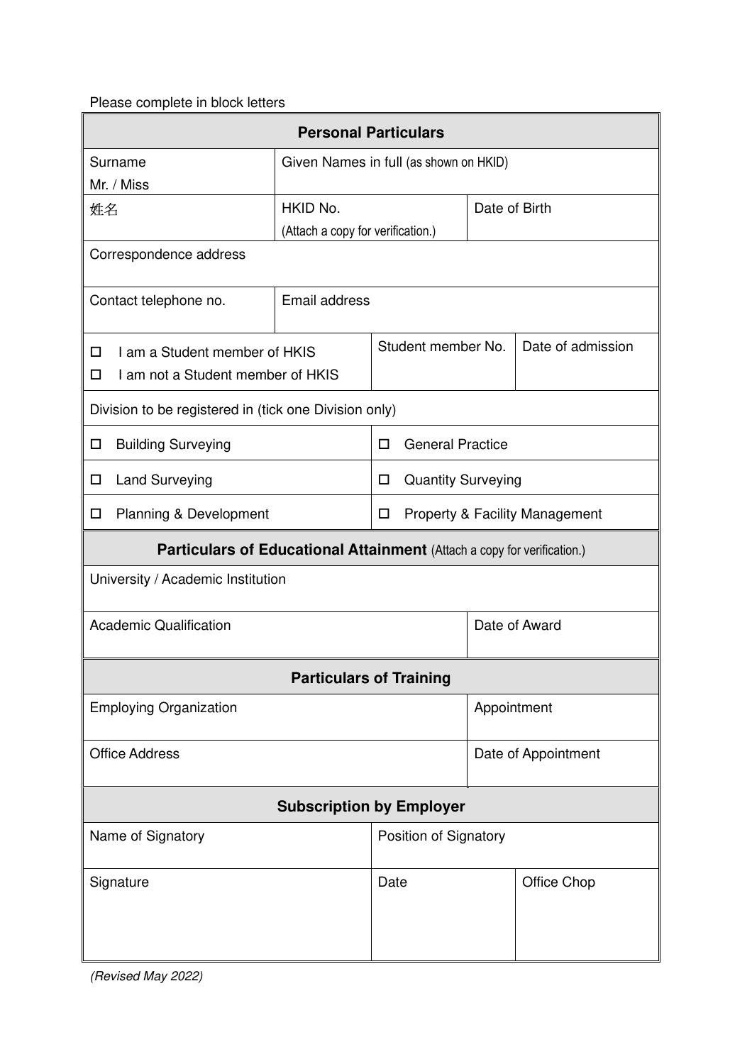Please complete in block letters

| | | | |
|---|---|---|---|
| **Personal Particulars** | | | |
| Surname<br>Mr. / Miss | Given Names in full (as shown on HKID) | | |
| 姓名 | HKID No.<br>(Attach a copy for verification.) | | Date of Birth |
| Correspondence address | | | |
| Contact telephone no. | Email address | | |
| ☐ I am a Student member of HKIS<br>☐ I am not a Student member of HKIS | | Student member No. | Date of admission |
| Division to be registered in (tick one Division only) | | | |
| ☐ Building Surveying | | ☐ General Practice | |
| ☐ Land Surveying | | ☐ Quantity Surveying | |
| ☐ Planning & Development | | ☐ Property & Facility Management | |
| **Particulars of Educational Attainment** (Attach a copy for verification.) | | | |
| University / Academic Institution | | | |
| Academic Qualification | | | Date of Award |
| **Particulars of Training** | | | |
| Employing Organization | | | Appointment |
| Office Address | | | Date of Appointment |
| **Subscription by Employer** | | | |
| Name of Signatory | | Position of Signatory | |
| Signature | | Date | Office Chop |

*(Revised May 2022)*